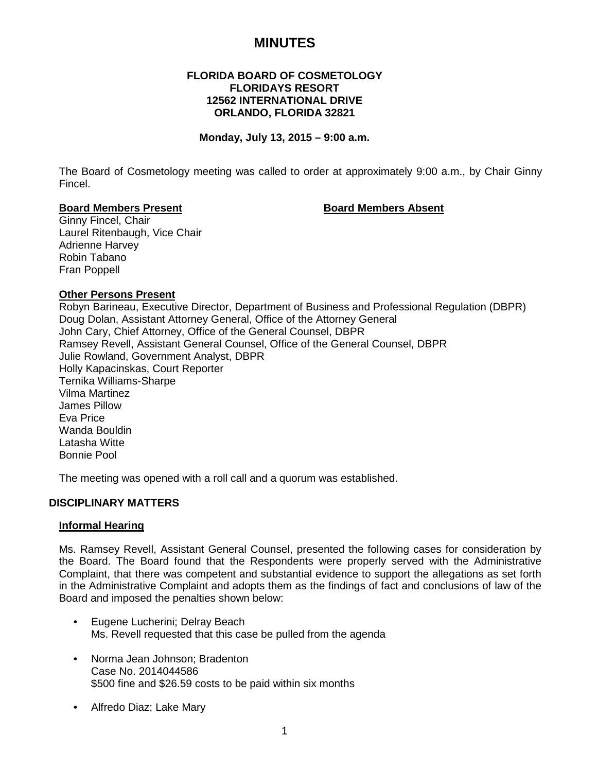# MINUTES

**FLORIDA BOARD OF COSMETOLOGY**
**FLORIDAYS RESORT**
**12562 INTERNATIONAL DRIVE**
**ORLANDO, FLORIDA 32821**

**Monday, July 13, 2015 – 9:00 a.m.**

The Board of Cosmetology meeting was called to order at approximately 9:00 a.m., by Chair Ginny Fincel.

**Board Members Present**

Ginny Fincel, Chair
Laurel Ritenbaugh, Vice Chair
Adrienne Harvey
Robin Tabano
Fran Poppell

**Board Members Absent**

**Other Persons Present**

Robyn Barineau, Executive Director, Department of Business and Professional Regulation (DBPR)
Doug Dolan, Assistant Attorney General, Office of the Attorney General
John Cary, Chief Attorney, Office of the General Counsel, DBPR
Ramsey Revell, Assistant General Counsel, Office of the General Counsel, DBPR
Julie Rowland, Government Analyst, DBPR
Holly Kapacinskas, Court Reporter
Ternika Williams-Sharpe
Vilma Martinez
James Pillow
Eva Price
Wanda Bouldin
Latasha Witte
Bonnie Pool

The meeting was opened with a roll call and a quorum was established.

## DISCIPLINARY MATTERS

**Informal Hearing**

Ms. Ramsey Revell, Assistant General Counsel, presented the following cases for consideration by the Board. The Board found that the Respondents were properly served with the Administrative Complaint, that there was competent and substantial evidence to support the allegations as set forth in the Administrative Complaint and adopts them as the findings of fact and conclusions of law of the Board and imposed the penalties shown below:

- Eugene Lucherini; Delray Beach
  Ms. Revell requested that this case be pulled from the agenda

- Norma Jean Johnson; Bradenton
  Case No. 2014044586
  \$500 fine and \$26.59 costs to be paid within six months

- Alfredo Diaz; Lake Mary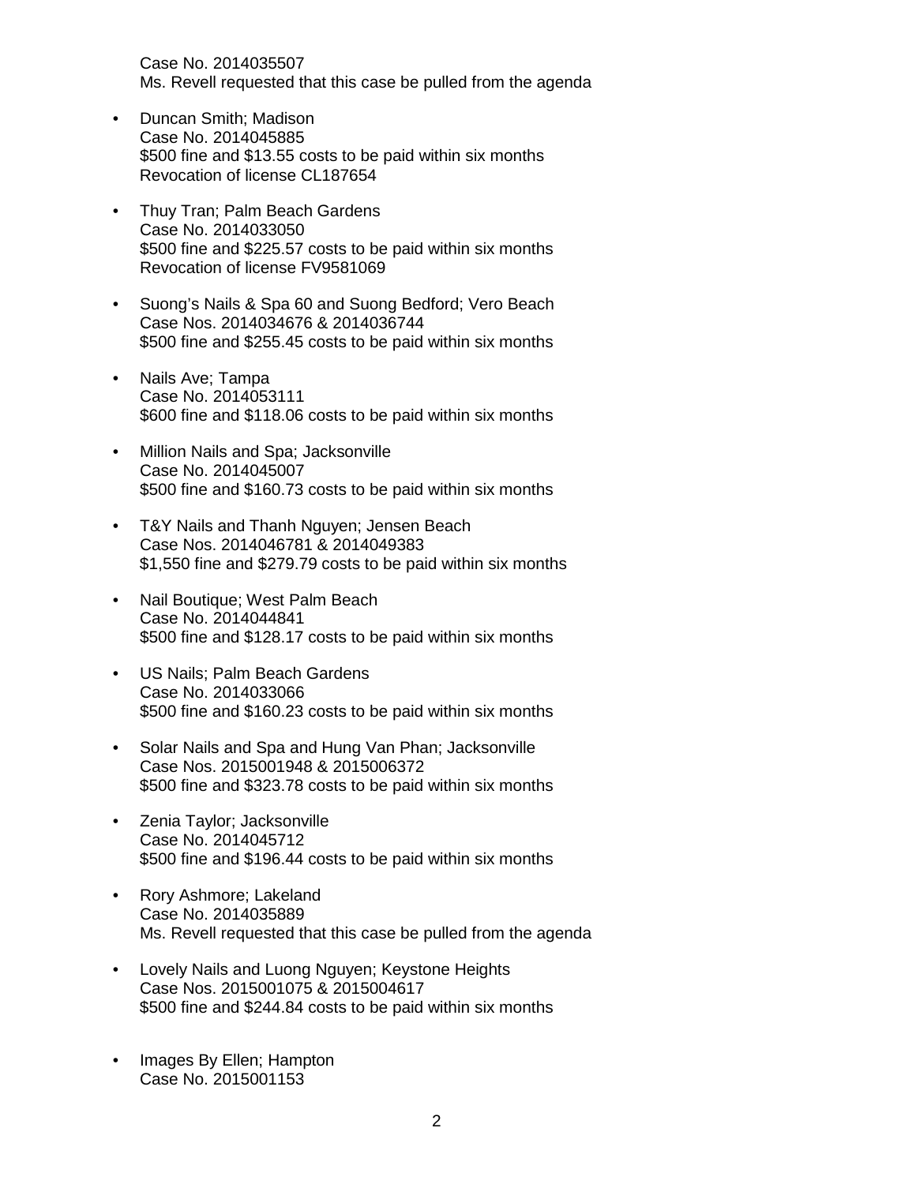Case No. 2014035507
Ms. Revell requested that this case be pulled from the agenda

- Duncan Smith; Madison
  Case No. 2014045885
  $500 fine and $13.55 costs to be paid within six months
  Revocation of license CL187654

- Thuy Tran; Palm Beach Gardens
  Case No. 2014033050
  $500 fine and $225.57 costs to be paid within six months
  Revocation of license FV9581069

- Suong's Nails & Spa 60 and Suong Bedford; Vero Beach
  Case Nos. 2014034676 & 2014036744
  $500 fine and $255.45 costs to be paid within six months

- Nails Ave; Tampa
  Case No. 2014053111
  $600 fine and $118.06 costs to be paid within six months

- Million Nails and Spa; Jacksonville
  Case No. 2014045007
  $500 fine and $160.73 costs to be paid within six months

- T&Y Nails and Thanh Nguyen; Jensen Beach
  Case Nos. 2014046781 & 2014049383
  $1,550 fine and $279.79 costs to be paid within six months

- Nail Boutique; West Palm Beach
  Case No. 2014044841
  $500 fine and $128.17 costs to be paid within six months

- US Nails; Palm Beach Gardens
  Case No. 2014033066
  $500 fine and $160.23 costs to be paid within six months

- Solar Nails and Spa and Hung Van Phan; Jacksonville
  Case Nos. 2015001948 & 2015006372
  $500 fine and $323.78 costs to be paid within six months

- Zenia Taylor; Jacksonville
  Case No. 2014045712
  $500 fine and $196.44 costs to be paid within six months

- Rory Ashmore; Lakeland
  Case No. 2014035889
  Ms. Revell requested that this case be pulled from the agenda

- Lovely Nails and Luong Nguyen; Keystone Heights
  Case Nos. 2015001075 & 2015004617
  $500 fine and $244.84 costs to be paid within six months

- Images By Ellen; Hampton
  Case No. 2015001153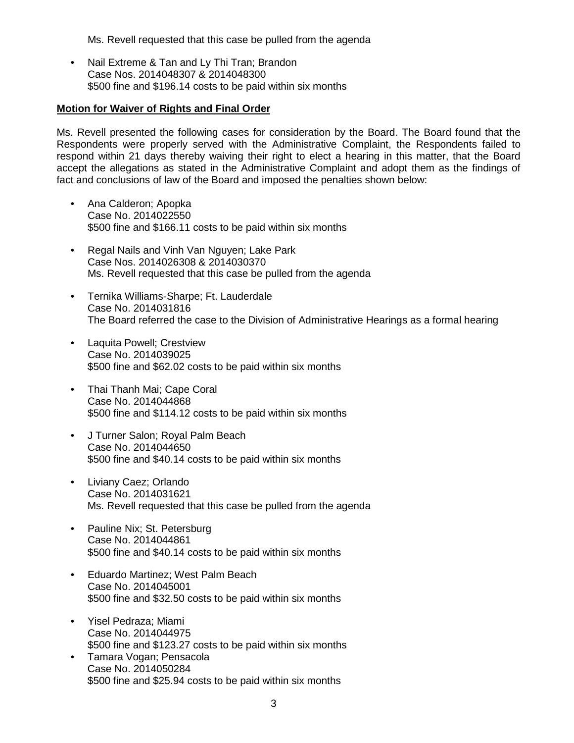Ms. Revell requested that this case be pulled from the agenda

- Nail Extreme & Tan and Ly Thi Tran; Brandon
  Case Nos. 2014048307 & 2014048300
  $500 fine and $196.14 costs to be paid within six months

**Motion for Waiver of Rights and Final Order**

Ms. Revell presented the following cases for consideration by the Board. The Board found that the Respondents were properly served with the Administrative Complaint, the Respondents failed to respond within 21 days thereby waiving their right to elect a hearing in this matter, that the Board accept the allegations as stated in the Administrative Complaint and adopt them as the findings of fact and conclusions of law of the Board and imposed the penalties shown below:

- Ana Calderon; Apopka
  Case No. 2014022550
  $500 fine and $166.11 costs to be paid within six months

- Regal Nails and Vinh Van Nguyen; Lake Park
  Case Nos. 2014026308 & 2014030370
  Ms. Revell requested that this case be pulled from the agenda

- Ternika Williams-Sharpe; Ft. Lauderdale
  Case No. 2014031816
  The Board referred the case to the Division of Administrative Hearings as a formal hearing

- Laquita Powell; Crestview
  Case No. 2014039025
  $500 fine and $62.02 costs to be paid within six months

- Thai Thanh Mai; Cape Coral
  Case No. 2014044868
  $500 fine and $114.12 costs to be paid within six months

- J Turner Salon; Royal Palm Beach
  Case No. 2014044650
  $500 fine and $40.14 costs to be paid within six months

- Liviany Caez; Orlando
  Case No. 2014031621
  Ms. Revell requested that this case be pulled from the agenda

- Pauline Nix; St. Petersburg
  Case No. 2014044861
  $500 fine and $40.14 costs to be paid within six months

- Eduardo Martinez; West Palm Beach
  Case No. 2014045001
  $500 fine and $32.50 costs to be paid within six months

- Yisel Pedraza; Miami
  Case No. 2014044975
  $500 fine and $123.27 costs to be paid within six months

- Tamara Vogan; Pensacola
  Case No. 2014050284
  $500 fine and $25.94 costs to be paid within six months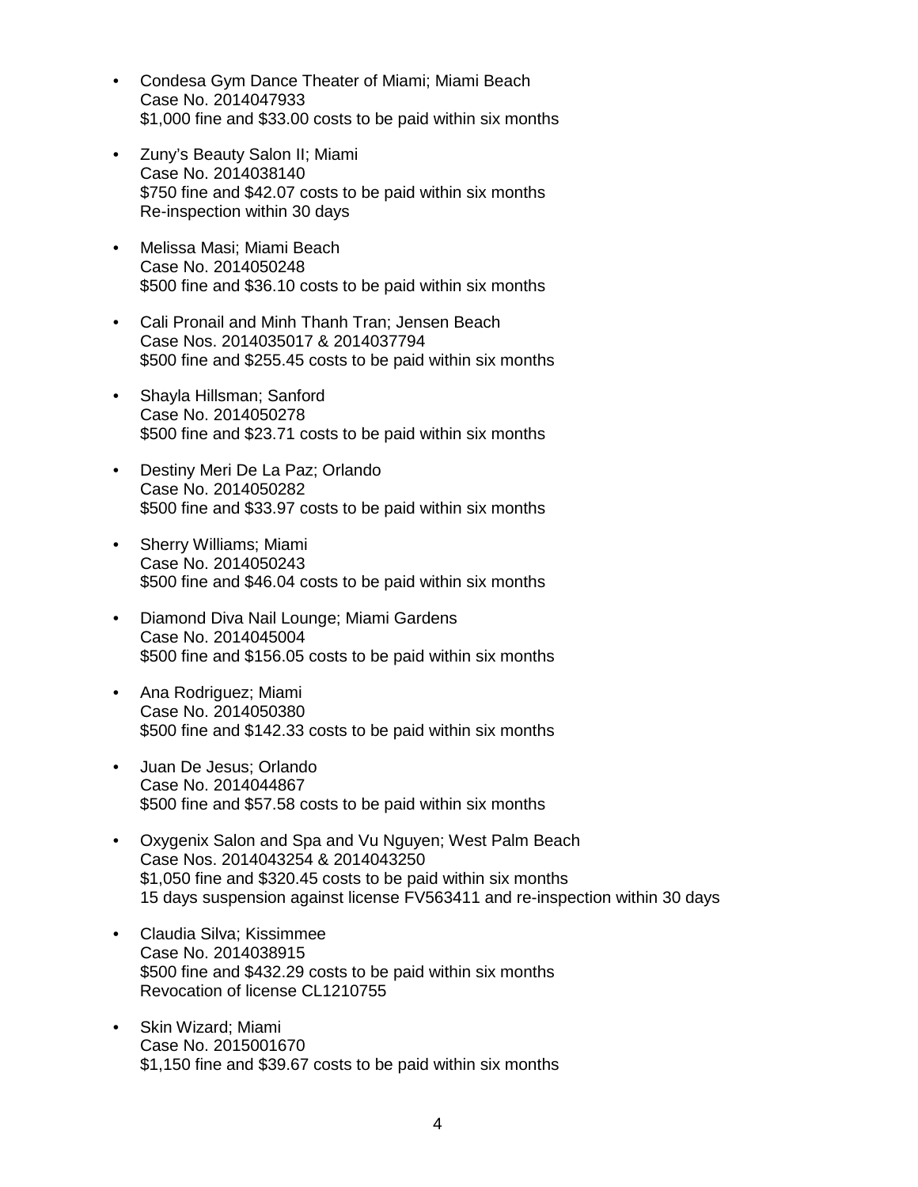- Condesa Gym Dance Theater of Miami; Miami Beach
  Case No. 2014047933
  $1,000 fine and $33.00 costs to be paid within six months

- Zuny's Beauty Salon II; Miami
  Case No. 2014038140
  $750 fine and $42.07 costs to be paid within six months
  Re-inspection within 30 days

- Melissa Masi; Miami Beach
  Case No. 2014050248
  $500 fine and $36.10 costs to be paid within six months

- Cali Pronail and Minh Thanh Tran; Jensen Beach
  Case Nos. 2014035017 & 2014037794
  $500 fine and $255.45 costs to be paid within six months

- Shayla Hillsman; Sanford
  Case No. 2014050278
  $500 fine and $23.71 costs to be paid within six months

- Destiny Meri De La Paz; Orlando
  Case No. 2014050282
  $500 fine and $33.97 costs to be paid within six months

- Sherry Williams; Miami
  Case No. 2014050243
  $500 fine and $46.04 costs to be paid within six months

- Diamond Diva Nail Lounge; Miami Gardens
  Case No. 2014045004
  $500 fine and $156.05 costs to be paid within six months

- Ana Rodriguez; Miami
  Case No. 2014050380
  $500 fine and $142.33 costs to be paid within six months

- Juan De Jesus; Orlando
  Case No. 2014044867
  $500 fine and $57.58 costs to be paid within six months

- Oxygenix Salon and Spa and Vu Nguyen; West Palm Beach
  Case Nos. 2014043254 & 2014043250
  $1,050 fine and $320.45 costs to be paid within six months
  15 days suspension against license FV563411 and re-inspection within 30 days

- Claudia Silva; Kissimmee
  Case No. 2014038915
  $500 fine and $432.29 costs to be paid within six months
  Revocation of license CL1210755

- Skin Wizard; Miami
  Case No. 2015001670
  $1,150 fine and $39.67 costs to be paid within six months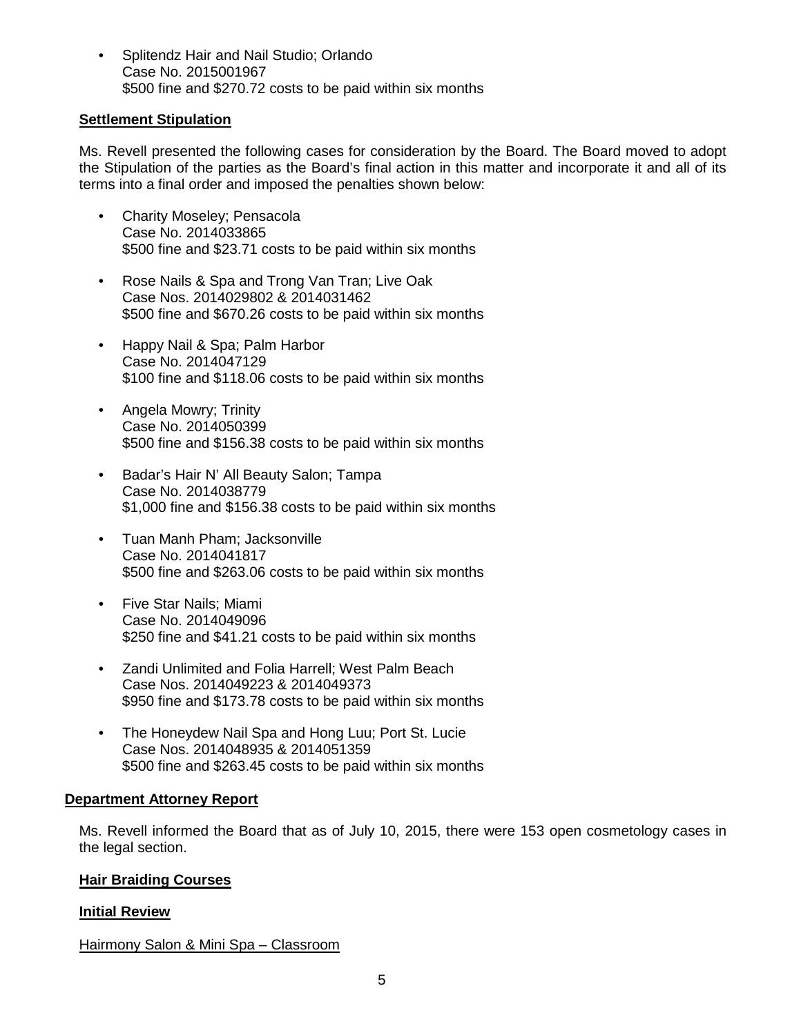- Splitendz Hair and Nail Studio; Orlando
  Case No. 2015001967
  $500 fine and $270.72 costs to be paid within six months

**Settlement Stipulation**

Ms. Revell presented the following cases for consideration by the Board. The Board moved to adopt the Stipulation of the parties as the Board's final action in this matter and incorporate it and all of its terms into a final order and imposed the penalties shown below:

- Charity Moseley; Pensacola
  Case No. 2014033865
  $500 fine and $23.71 costs to be paid within six months

- Rose Nails & Spa and Trong Van Tran; Live Oak
  Case Nos. 2014029802 & 2014031462
  $500 fine and $670.26 costs to be paid within six months

- Happy Nail & Spa; Palm Harbor
  Case No. 2014047129
  $100 fine and $118.06 costs to be paid within six months

- Angela Mowry; Trinity
  Case No. 2014050399
  $500 fine and $156.38 costs to be paid within six months

- Badar's Hair N' All Beauty Salon; Tampa
  Case No. 2014038779
  $1,000 fine and $156.38 costs to be paid within six months

- Tuan Manh Pham; Jacksonville
  Case No. 2014041817
  $500 fine and $263.06 costs to be paid within six months

- Five Star Nails; Miami
  Case No. 2014049096
  $250 fine and $41.21 costs to be paid within six months

- Zandi Unlimited and Folia Harrell; West Palm Beach
  Case Nos. 2014049223 & 2014049373
  $950 fine and $173.78 costs to be paid within six months

- The Honeydew Nail Spa and Hong Luu; Port St. Lucie
  Case Nos. 2014048935 & 2014051359
  $500 fine and $263.45 costs to be paid within six months

**Department Attorney Report**

Ms. Revell informed the Board that as of July 10, 2015, there were 153 open cosmetology cases in the legal section.

**Hair Braiding Courses**

**Initial Review**

Hairmony Salon & Mini Spa – Classroom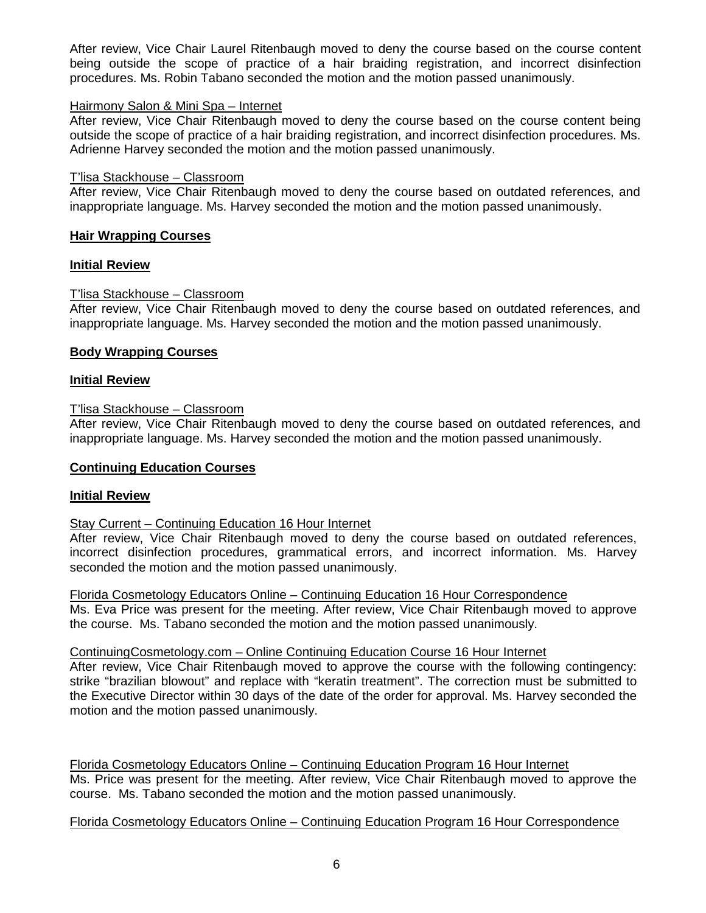After review, Vice Chair Laurel Ritenbaugh moved to deny the course based on the course content being outside the scope of practice of a hair braiding registration, and incorrect disinfection procedures. Ms. Robin Tabano seconded the motion and the motion passed unanimously.

<u>Hairmony Salon & Mini Spa – Internet</u>

After review, Vice Chair Ritenbaugh moved to deny the course based on the course content being outside the scope of practice of a hair braiding registration, and incorrect disinfection procedures. Ms. Adrienne Harvey seconded the motion and the motion passed unanimously.

<u>T'lisa Stackhouse – Classroom</u>

After review, Vice Chair Ritenbaugh moved to deny the course based on outdated references, and inappropriate language. Ms. Harvey seconded the motion and the motion passed unanimously.

## Hair Wrapping Courses

### Initial Review

<u>T'lisa Stackhouse – Classroom</u>

After review, Vice Chair Ritenbaugh moved to deny the course based on outdated references, and inappropriate language. Ms. Harvey seconded the motion and the motion passed unanimously.

## Body Wrapping Courses

### Initial Review

<u>T'lisa Stackhouse – Classroom</u>

After review, Vice Chair Ritenbaugh moved to deny the course based on outdated references, and inappropriate language. Ms. Harvey seconded the motion and the motion passed unanimously.

## Continuing Education Courses

### Initial Review

<u>Stay Current – Continuing Education 16 Hour Internet</u>

After review, Vice Chair Ritenbaugh moved to deny the course based on outdated references, incorrect disinfection procedures, grammatical errors, and incorrect information. Ms. Harvey seconded the motion and the motion passed unanimously.

<u>Florida Cosmetology Educators Online – Continuing Education 16 Hour Correspondence</u>

Ms. Eva Price was present for the meeting. After review, Vice Chair Ritenbaugh moved to approve the course. Ms. Tabano seconded the motion and the motion passed unanimously.

<u>ContinuingCosmetology.com – Online Continuing Education Course 16 Hour Internet</u>

After review, Vice Chair Ritenbaugh moved to approve the course with the following contingency: strike "brazilian blowout" and replace with "keratin treatment". The correction must be submitted to the Executive Director within 30 days of the date of the order for approval. Ms. Harvey seconded the motion and the motion passed unanimously.

<u>Florida Cosmetology Educators Online – Continuing Education Program 16 Hour Internet</u>

Ms. Price was present for the meeting. After review, Vice Chair Ritenbaugh moved to approve the course. Ms. Tabano seconded the motion and the motion passed unanimously.

<u>Florida Cosmetology Educators Online – Continuing Education Program 16 Hour Correspondence</u>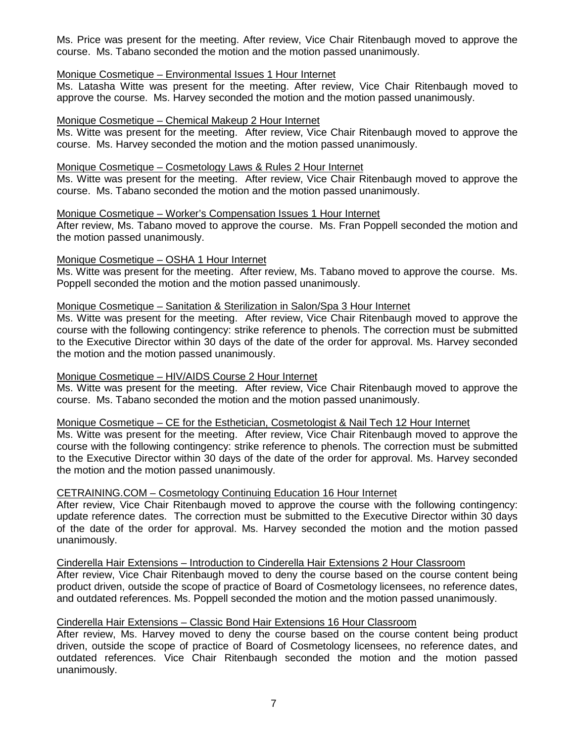Ms. Price was present for the meeting. After review, Vice Chair Ritenbaugh moved to approve the course. Ms. Tabano seconded the motion and the motion passed unanimously.

Monique Cosmetique – Environmental Issues 1 Hour Internet

Ms. Latasha Witte was present for the meeting. After review, Vice Chair Ritenbaugh moved to approve the course. Ms. Harvey seconded the motion and the motion passed unanimously.

Monique Cosmetique – Chemical Makeup 2 Hour Internet

Ms. Witte was present for the meeting. After review, Vice Chair Ritenbaugh moved to approve the course. Ms. Harvey seconded the motion and the motion passed unanimously.

Monique Cosmetique – Cosmetology Laws & Rules 2 Hour Internet

Ms. Witte was present for the meeting. After review, Vice Chair Ritenbaugh moved to approve the course. Ms. Tabano seconded the motion and the motion passed unanimously.

Monique Cosmetique – Worker's Compensation Issues 1 Hour Internet

After review, Ms. Tabano moved to approve the course. Ms. Fran Poppell seconded the motion and the motion passed unanimously.

Monique Cosmetique – OSHA 1 Hour Internet

Ms. Witte was present for the meeting. After review, Ms. Tabano moved to approve the course. Ms. Poppell seconded the motion and the motion passed unanimously.

Monique Cosmetique – Sanitation & Sterilization in Salon/Spa 3 Hour Internet

Ms. Witte was present for the meeting. After review, Vice Chair Ritenbaugh moved to approve the course with the following contingency: strike reference to phenols. The correction must be submitted to the Executive Director within 30 days of the date of the order for approval. Ms. Harvey seconded the motion and the motion passed unanimously.

Monique Cosmetique – HIV/AIDS Course 2 Hour Internet

Ms. Witte was present for the meeting. After review, Vice Chair Ritenbaugh moved to approve the course. Ms. Tabano seconded the motion and the motion passed unanimously.

Monique Cosmetique – CE for the Esthetician, Cosmetologist & Nail Tech 12 Hour Internet

Ms. Witte was present for the meeting. After review, Vice Chair Ritenbaugh moved to approve the course with the following contingency: strike reference to phenols. The correction must be submitted to the Executive Director within 30 days of the date of the order for approval. Ms. Harvey seconded the motion and the motion passed unanimously.

CETRAINING.COM – Cosmetology Continuing Education 16 Hour Internet

After review, Vice Chair Ritenbaugh moved to approve the course with the following contingency: update reference dates. The correction must be submitted to the Executive Director within 30 days of the date of the order for approval. Ms. Harvey seconded the motion and the motion passed unanimously.

Cinderella Hair Extensions – Introduction to Cinderella Hair Extensions 2 Hour Classroom

After review, Vice Chair Ritenbaugh moved to deny the course based on the course content being product driven, outside the scope of practice of Board of Cosmetology licensees, no reference dates, and outdated references. Ms. Poppell seconded the motion and the motion passed unanimously.

Cinderella Hair Extensions – Classic Bond Hair Extensions 16 Hour Classroom

After review, Ms. Harvey moved to deny the course based on the course content being product driven, outside the scope of practice of Board of Cosmetology licensees, no reference dates, and outdated references. Vice Chair Ritenbaugh seconded the motion and the motion passed unanimously.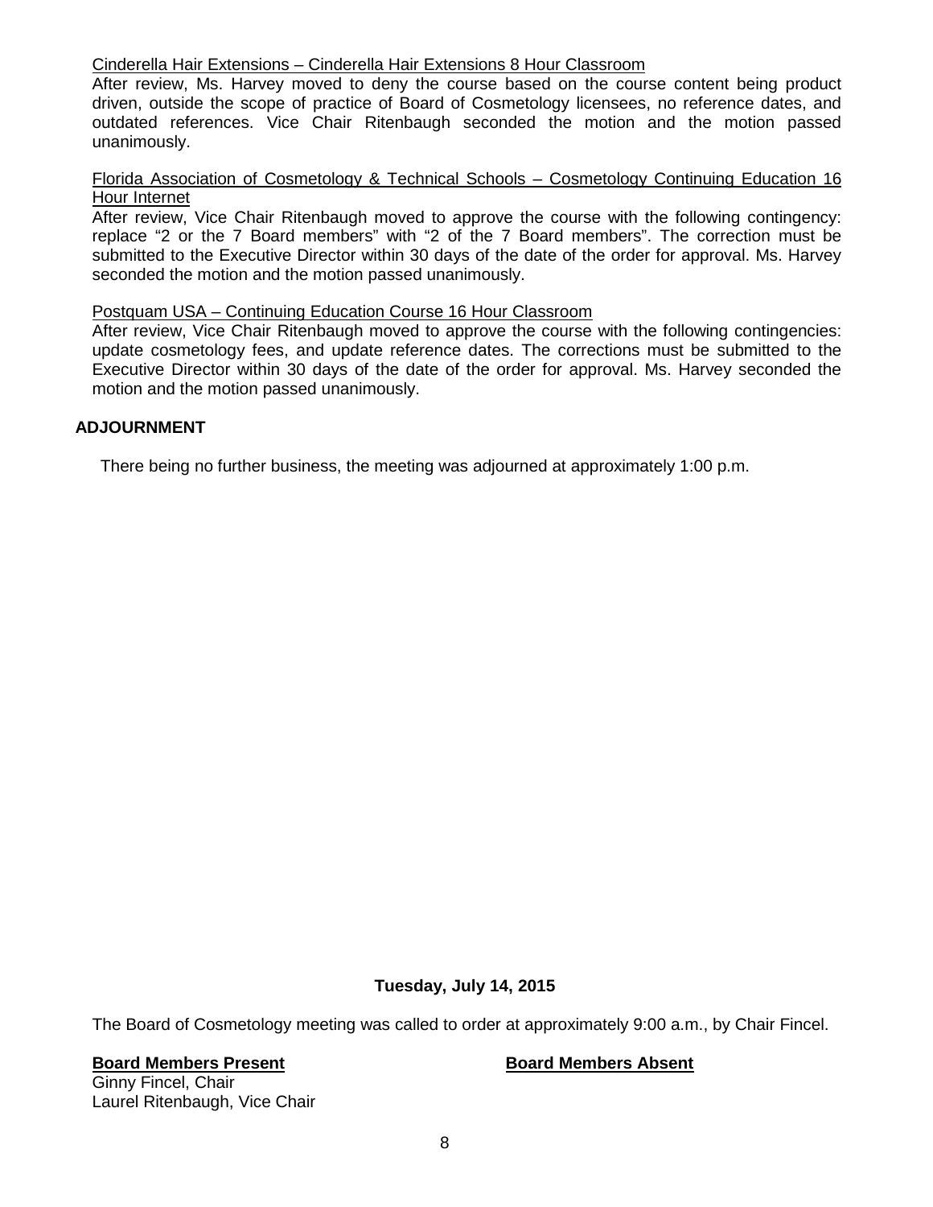<u>Cinderella Hair Extensions – Cinderella Hair Extensions 8 Hour Classroom</u>

After review, Ms. Harvey moved to deny the course based on the course content being product driven, outside the scope of practice of Board of Cosmetology licensees, no reference dates, and outdated references. Vice Chair Ritenbaugh seconded the motion and the motion passed unanimously.

<u>Florida Association of Cosmetology & Technical Schools – Cosmetology Continuing Education 16 Hour Internet</u>

After review, Vice Chair Ritenbaugh moved to approve the course with the following contingency: replace "2 or the 7 Board members" with "2 of the 7 Board members". The correction must be submitted to the Executive Director within 30 days of the date of the order for approval. Ms. Harvey seconded the motion and the motion passed unanimously.

<u>Postquam USA – Continuing Education Course 16 Hour Classroom</u>

After review, Vice Chair Ritenbaugh moved to approve the course with the following contingencies: update cosmetology fees, and update reference dates. The corrections must be submitted to the Executive Director within 30 days of the date of the order for approval. Ms. Harvey seconded the motion and the motion passed unanimously.

## ADJOURNMENT

There being no further business, the meeting was adjourned at approximately 1:00 p.m.

**Tuesday, July 14, 2015**

The Board of Cosmetology meeting was called to order at approximately 9:00 a.m., by Chair Fincel.

**<u>Board Members Present</u>**

Ginny Fincel, Chair
Laurel Ritenbaugh, Vice Chair

**<u>Board Members Absent</u>**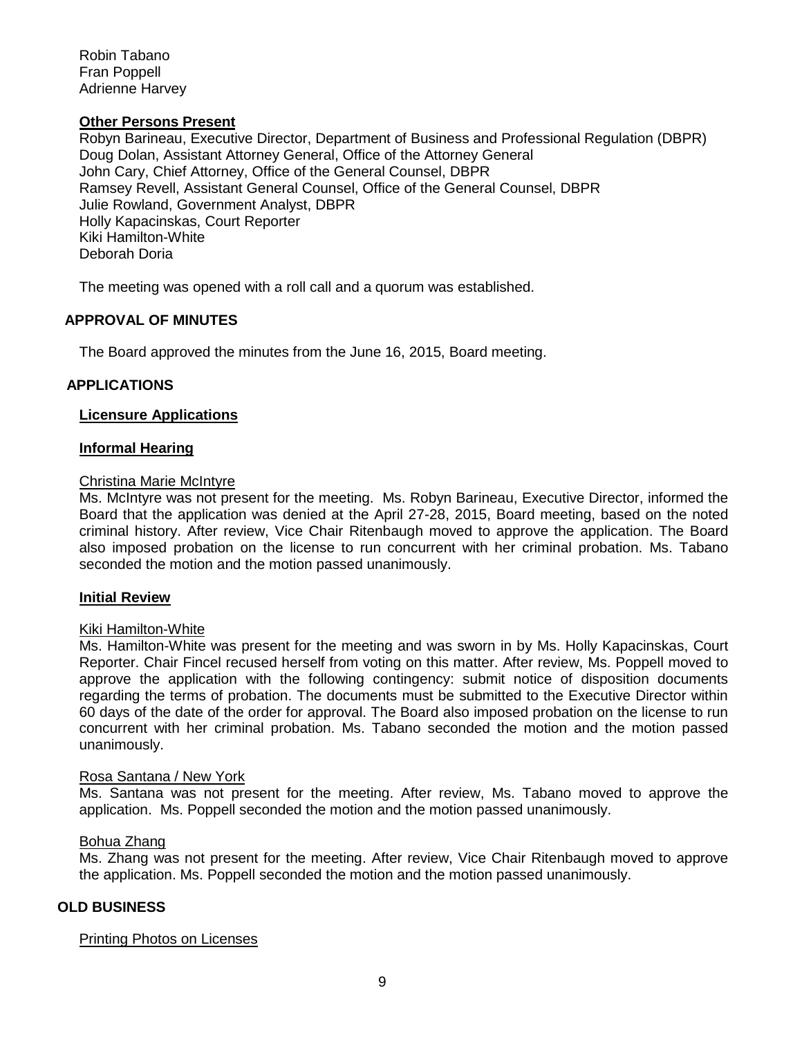Robin Tabano
Fran Poppell
Adrienne Harvey

**Other Persons Present**

Robyn Barineau, Executive Director, Department of Business and Professional Regulation (DBPR)
Doug Dolan, Assistant Attorney General, Office of the Attorney General
John Cary, Chief Attorney, Office of the General Counsel, DBPR
Ramsey Revell, Assistant General Counsel, Office of the General Counsel, DBPR
Julie Rowland, Government Analyst, DBPR
Holly Kapacinskas, Court Reporter
Kiki Hamilton-White
Deborah Doria

The meeting was opened with a roll call and a quorum was established.

## APPROVAL OF MINUTES

The Board approved the minutes from the June 16, 2015, Board meeting.

## APPLICATIONS

**Licensure Applications**

**Informal Hearing**

Christina Marie McIntyre

Ms. McIntyre was not present for the meeting. Ms. Robyn Barineau, Executive Director, informed the Board that the application was denied at the April 27-28, 2015, Board meeting, based on the noted criminal history. After review, Vice Chair Ritenbaugh moved to approve the application. The Board also imposed probation on the license to run concurrent with her criminal probation. Ms. Tabano seconded the motion and the motion passed unanimously.

**Initial Review**

Kiki Hamilton-White

Ms. Hamilton-White was present for the meeting and was sworn in by Ms. Holly Kapacinskas, Court Reporter. Chair Fincel recused herself from voting on this matter. After review, Ms. Poppell moved to approve the application with the following contingency: submit notice of disposition documents regarding the terms of probation. The documents must be submitted to the Executive Director within 60 days of the date of the order for approval. The Board also imposed probation on the license to run concurrent with her criminal probation. Ms. Tabano seconded the motion and the motion passed unanimously.

Rosa Santana / New York

Ms. Santana was not present for the meeting. After review, Ms. Tabano moved to approve the application. Ms. Poppell seconded the motion and the motion passed unanimously.

Bohua Zhang

Ms. Zhang was not present for the meeting. After review, Vice Chair Ritenbaugh moved to approve the application. Ms. Poppell seconded the motion and the motion passed unanimously.

## OLD BUSINESS

Printing Photos on Licenses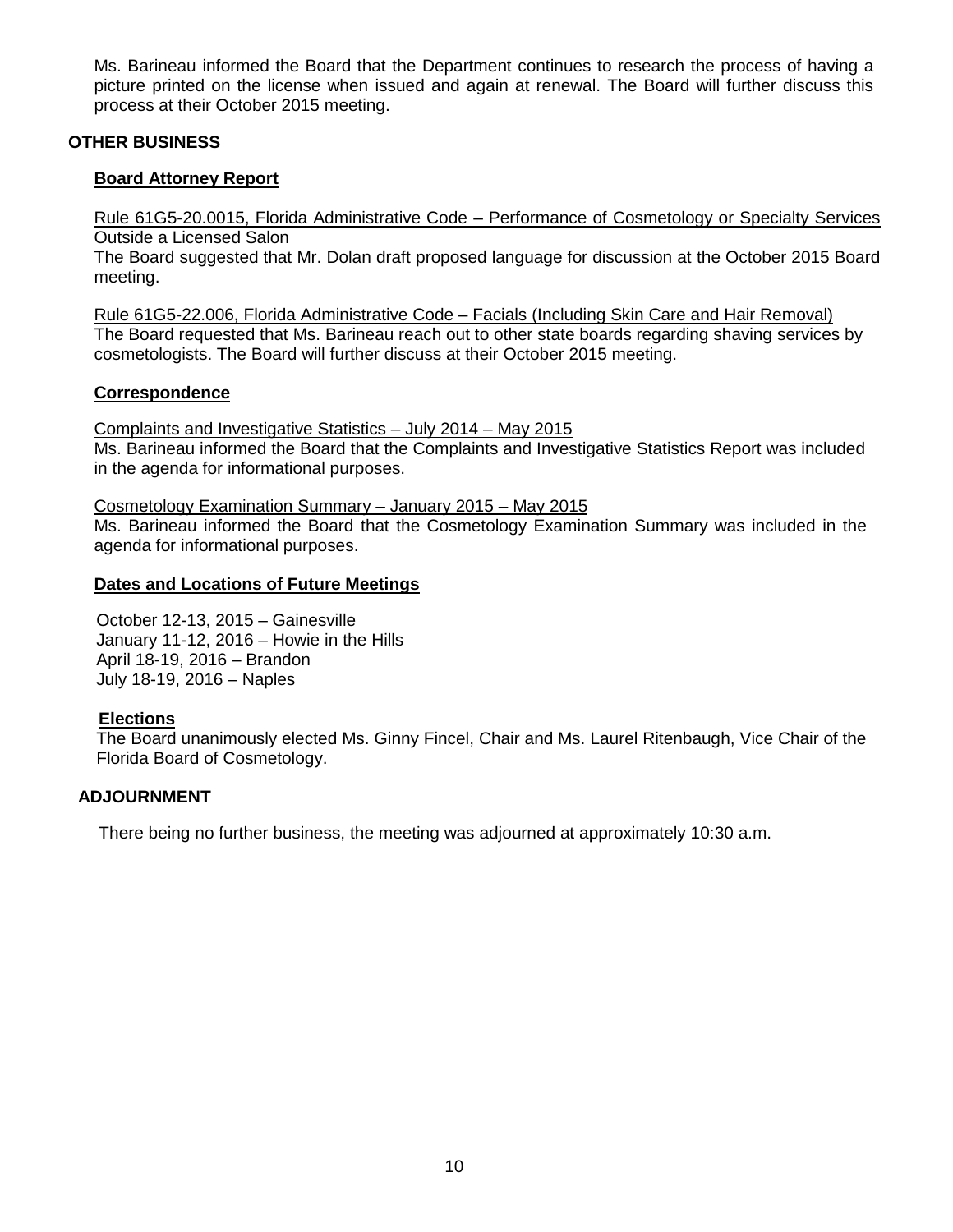Ms. Barineau informed the Board that the Department continues to research the process of having a picture printed on the license when issued and again at renewal. The Board will further discuss this process at their October 2015 meeting.

## OTHER BUSINESS

### Board Attorney Report

Rule 61G5-20.0015, Florida Administrative Code – Performance of Cosmetology or Specialty Services Outside a Licensed Salon

The Board suggested that Mr. Dolan draft proposed language for discussion at the October 2015 Board meeting.

Rule 61G5-22.006, Florida Administrative Code – Facials (Including Skin Care and Hair Removal)

The Board requested that Ms. Barineau reach out to other state boards regarding shaving services by cosmetologists. The Board will further discuss at their October 2015 meeting.

### Correspondence

Complaints and Investigative Statistics – July 2014 – May 2015

Ms. Barineau informed the Board that the Complaints and Investigative Statistics Report was included in the agenda for informational purposes.

Cosmetology Examination Summary – January 2015 – May 2015

Ms. Barineau informed the Board that the Cosmetology Examination Summary was included in the agenda for informational purposes.

### Dates and Locations of Future Meetings

October 12-13, 2015 – Gainesville
January 11-12, 2016 – Howie in the Hills
April 18-19, 2016 – Brandon
July 18-19, 2016 – Naples

### Elections

The Board unanimously elected Ms. Ginny Fincel, Chair and Ms. Laurel Ritenbaugh, Vice Chair of the Florida Board of Cosmetology.

## ADJOURNMENT

There being no further business, the meeting was adjourned at approximately 10:30 a.m.